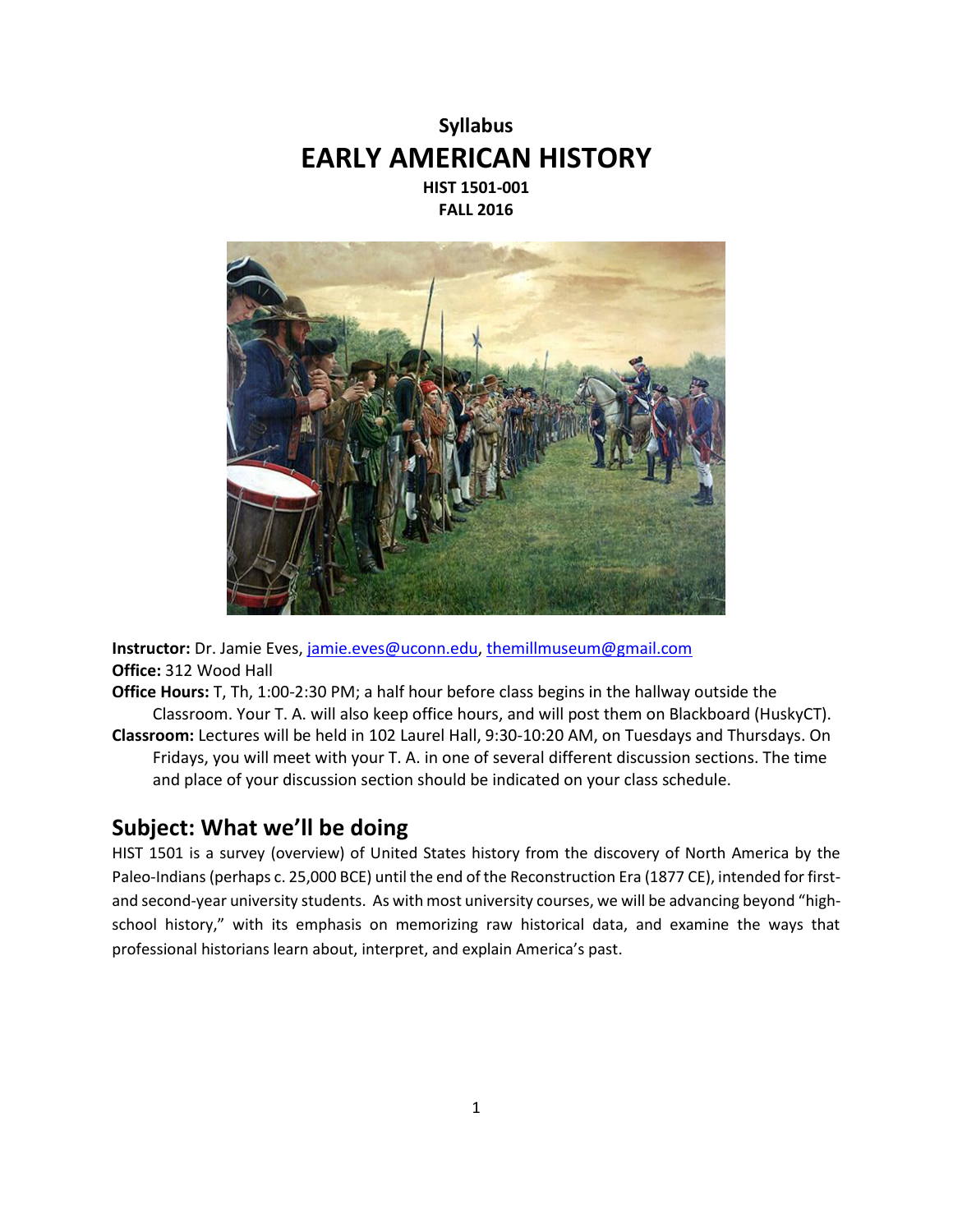**Syllabus**

# EARLY AMERICAN HISTORY

**HIST 1501-001**
**FALL 2016**

**Instructor:** Dr. Jamie Eves, jamie.eves@uconn.edu, themillmuseum@gmail.com
**Office:** 312 Wood Hall
**Office Hours:** T, Th, 1:00-2:30 PM; a half hour before class begins in the hallway outside the Classroom. Your T. A. will also keep office hours, and will post them on Blackboard (HuskyCT).
**Classroom:** Lectures will be held in 102 Laurel Hall, 9:30-10:20 AM, on Tuesdays and Thursdays. On Fridays, you will meet with your T. A. in one of several different discussion sections. The time and place of your discussion section should be indicated on your class schedule.

## Subject: What we'll be doing

HIST 1501 is a survey (overview) of United States history from the discovery of North America by the Paleo-Indians (perhaps c. 25,000 BCE) until the end of the Reconstruction Era (1877 CE), intended for first- and second-year university students. As with most university courses, we will be advancing beyond "high-school history," with its emphasis on memorizing raw historical data, and examine the ways that professional historians learn about, interpret, and explain America's past.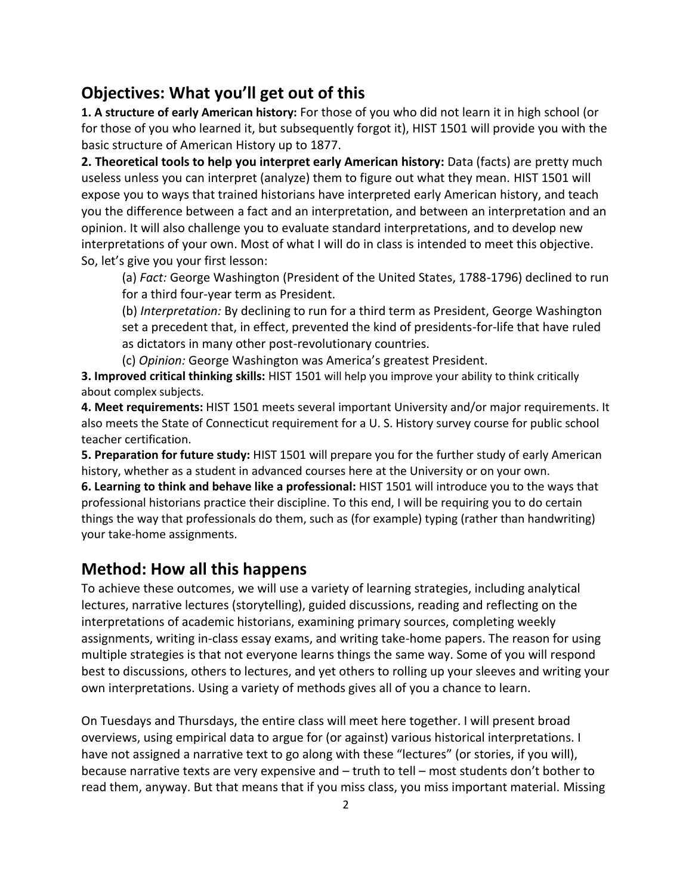## Objectives: What you'll get out of this

**1. A structure of early American history:** For those of you who did not learn it in high school (or for those of you who learned it, but subsequently forgot it), HIST 1501 will provide you with the basic structure of American History up to 1877.

**2. Theoretical tools to help you interpret early American history:** Data (facts) are pretty much useless unless you can interpret (analyze) them to figure out what they mean. HIST 1501 will expose you to ways that trained historians have interpreted early American history, and teach you the difference between a fact and an interpretation, and between an interpretation and an opinion. It will also challenge you to evaluate standard interpretations, and to develop new interpretations of your own. Most of what I will do in class is intended to meet this objective. So, let's give you your first lesson:

> (a) *Fact:* George Washington (President of the United States, 1788-1796) declined to run for a third four-year term as President.
>
> (b) *Interpretation:* By declining to run for a third term as President, George Washington set a precedent that, in effect, prevented the kind of presidents-for-life that have ruled as dictators in many other post-revolutionary countries.
>
> (c) *Opinion:* George Washington was America's greatest President.

**3. Improved critical thinking skills:** HIST 1501 will help you improve your ability to think critically about complex subjects.

**4. Meet requirements:** HIST 1501 meets several important University and/or major requirements. It also meets the State of Connecticut requirement for a U. S. History survey course for public school teacher certification.

**5. Preparation for future study:** HIST 1501 will prepare you for the further study of early American history, whether as a student in advanced courses here at the University or on your own.

**6. Learning to think and behave like a professional:** HIST 1501 will introduce you to the ways that professional historians practice their discipline. To this end, I will be requiring you to do certain things the way that professionals do them, such as (for example) typing (rather than handwriting) your take-home assignments.

## Method: How all this happens

To achieve these outcomes, we will use a variety of learning strategies, including analytical lectures, narrative lectures (storytelling), guided discussions, reading and reflecting on the interpretations of academic historians, examining primary sources, completing weekly assignments, writing in-class essay exams, and writing take-home papers. The reason for using multiple strategies is that not everyone learns things the same way. Some of you will respond best to discussions, others to lectures, and yet others to rolling up your sleeves and writing your own interpretations. Using a variety of methods gives all of you a chance to learn.

On Tuesdays and Thursdays, the entire class will meet here together. I will present broad overviews, using empirical data to argue for (or against) various historical interpretations. I have not assigned a narrative text to go along with these "lectures" (or stories, if you will), because narrative texts are very expensive and – truth to tell – most students don't bother to read them, anyway. But that means that if you miss class, you miss important material. Missing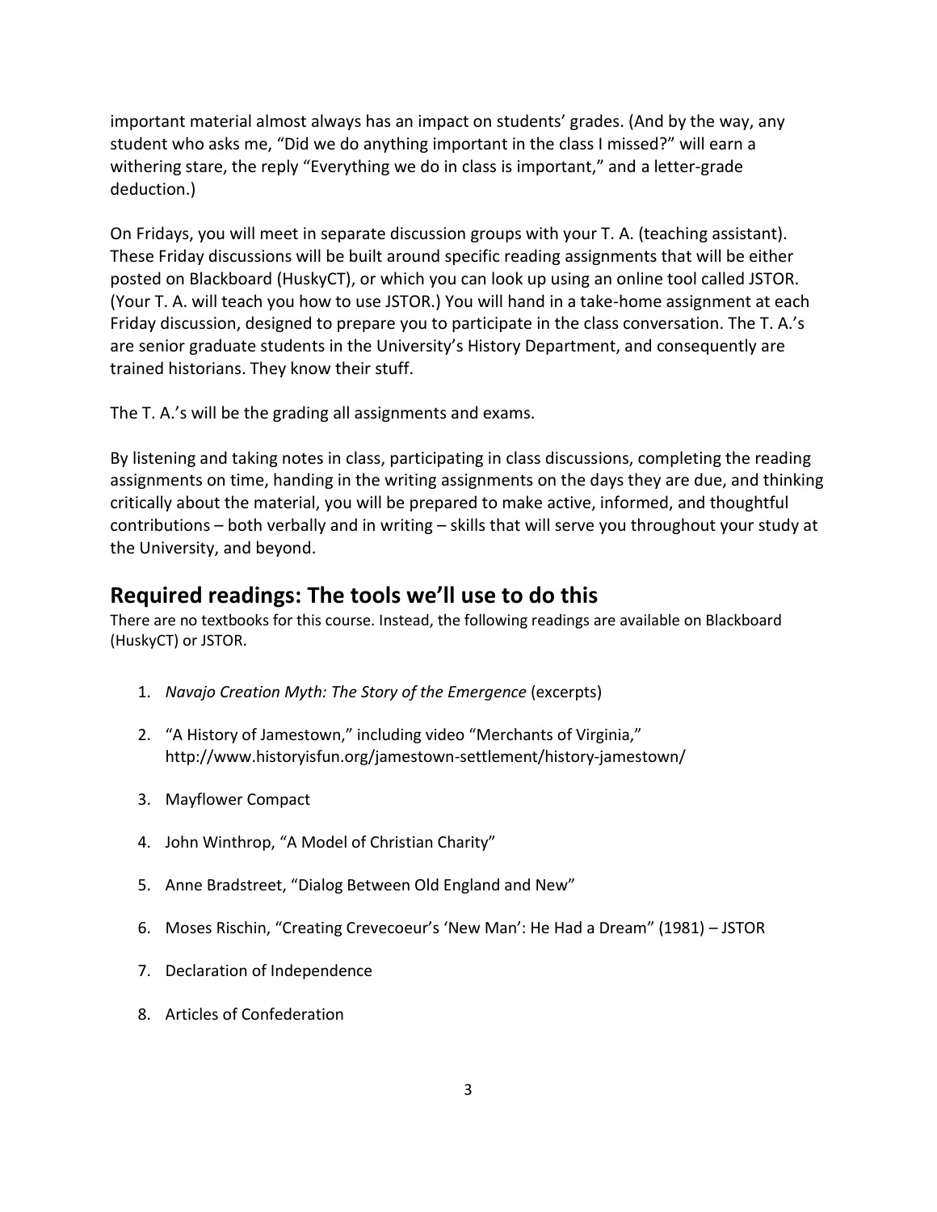important material almost always has an impact on students' grades. (And by the way, any student who asks me, "Did we do anything important in the class I missed?" will earn a withering stare, the reply "Everything we do in class is important," and a letter-grade deduction.)

On Fridays, you will meet in separate discussion groups with your T. A. (teaching assistant). These Friday discussions will be built around specific reading assignments that will be either posted on Blackboard (HuskyCT), or which you can look up using an online tool called JSTOR. (Your T. A. will teach you how to use JSTOR.) You will hand in a take-home assignment at each Friday discussion, designed to prepare you to participate in the class conversation. The T. A.'s are senior graduate students in the University's History Department, and consequently are trained historians. They know their stuff.

The T. A.'s will be the grading all assignments and exams.

By listening and taking notes in class, participating in class discussions, completing the reading assignments on time, handing in the writing assignments on the days they are due, and thinking critically about the material, you will be prepared to make active, informed, and thoughtful contributions – both verbally and in writing – skills that will serve you throughout your study at the University, and beyond.

## Required readings: The tools we'll use to do this

There are no textbooks for this course. Instead, the following readings are available on Blackboard (HuskyCT) or JSTOR.

1. *Navajo Creation Myth: The Story of the Emergence* (excerpts)

2. "A History of Jamestown," including video "Merchants of Virginia," http://www.historyisfun.org/jamestown-settlement/history-jamestown/

3. Mayflower Compact

4. John Winthrop, "A Model of Christian Charity"

5. Anne Bradstreet, "Dialog Between Old England and New"

6. Moses Rischin, "Creating Crevecoeur's 'New Man': He Had a Dream" (1981) – JSTOR

7. Declaration of Independence

8. Articles of Confederation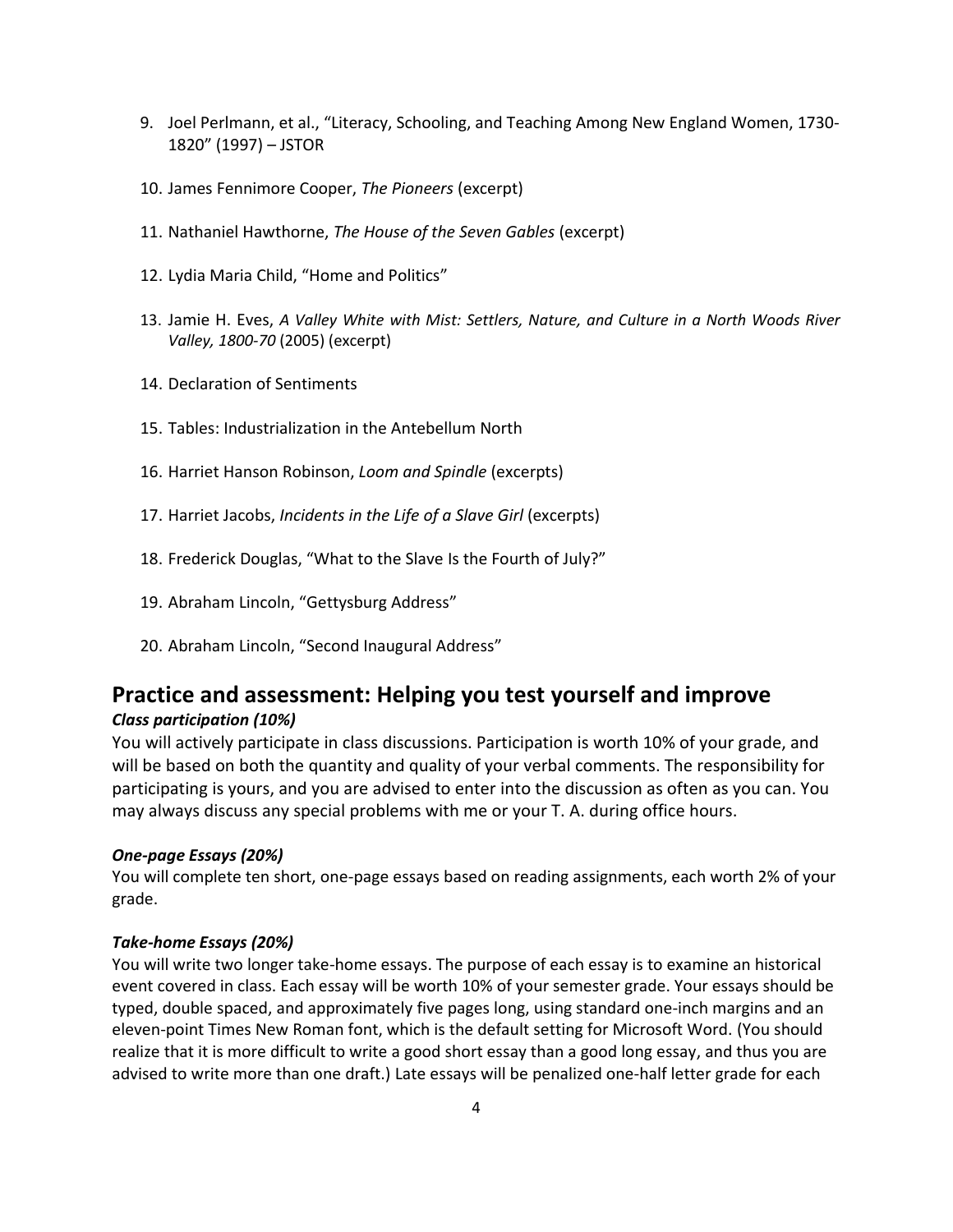9. Joel Perlmann, et al., "Literacy, Schooling, and Teaching Among New England Women, 1730-1820" (1997) – JSTOR

10. James Fennimore Cooper, *The Pioneers* (excerpt)

11. Nathaniel Hawthorne, *The House of the Seven Gables* (excerpt)

12. Lydia Maria Child, "Home and Politics"

13. Jamie H. Eves, *A Valley White with Mist: Settlers, Nature, and Culture in a North Woods River Valley, 1800-70* (2005) (excerpt)

14. Declaration of Sentiments

15. Tables: Industrialization in the Antebellum North

16. Harriet Hanson Robinson, *Loom and Spindle* (excerpts)

17. Harriet Jacobs, *Incidents in the Life of a Slave Girl* (excerpts)

18. Frederick Douglas, "What to the Slave Is the Fourth of July?"

19. Abraham Lincoln, "Gettysburg Address"

20. Abraham Lincoln, "Second Inaugural Address"

## Practice and assessment: Helping you test yourself and improve

***Class participation (10%)***

You will actively participate in class discussions. Participation is worth 10% of your grade, and will be based on both the quantity and quality of your verbal comments. The responsibility for participating is yours, and you are advised to enter into the discussion as often as you can. You may always discuss any special problems with me or your T. A. during office hours.

***One-page Essays (20%)***

You will complete ten short, one-page essays based on reading assignments, each worth 2% of your grade.

***Take-home Essays (20%)***

You will write two longer take-home essays. The purpose of each essay is to examine an historical event covered in class. Each essay will be worth 10% of your semester grade. Your essays should be typed, double spaced, and approximately five pages long, using standard one-inch margins and an eleven-point Times New Roman font, which is the default setting for Microsoft Word. (You should realize that it is more difficult to write a good short essay than a good long essay, and thus you are advised to write more than one draft.) Late essays will be penalized one-half letter grade for each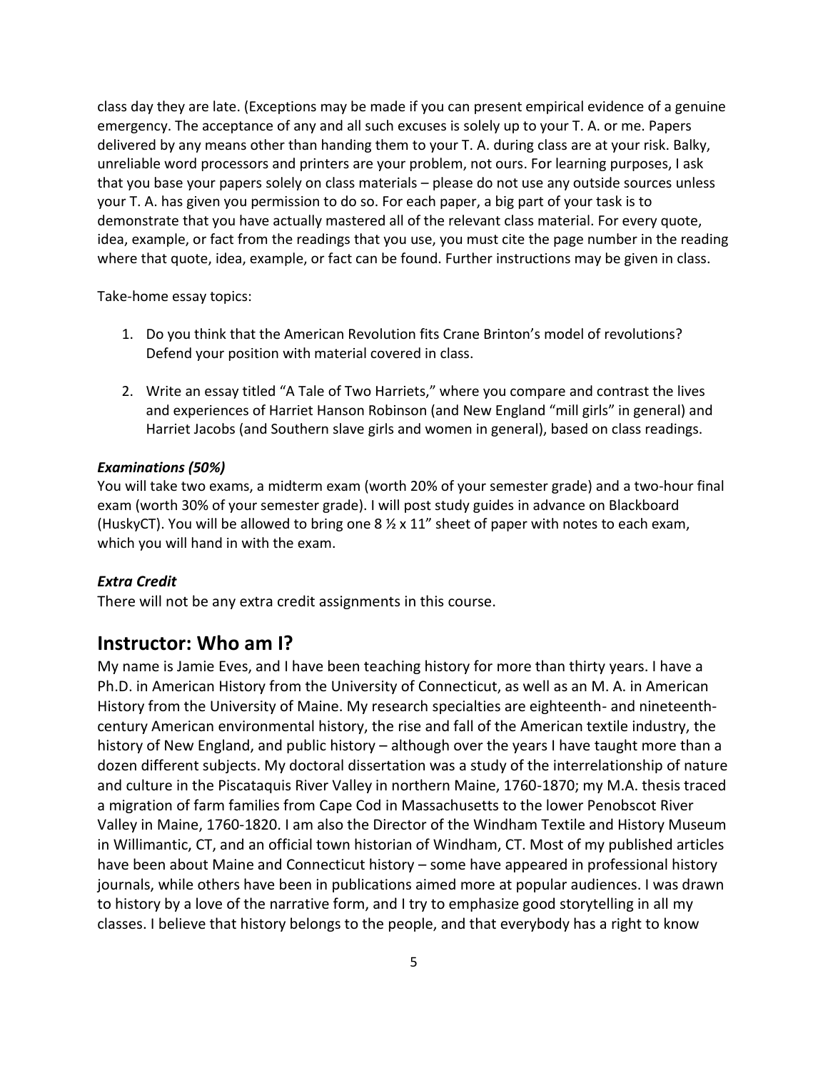class day they are late. (Exceptions may be made if you can present empirical evidence of a genuine emergency. The acceptance of any and all such excuses is solely up to your T. A. or me. Papers delivered by any means other than handing them to your T. A. during class are at your risk. Balky, unreliable word processors and printers are your problem, not ours. For learning purposes, I ask that you base your papers solely on class materials – please do not use any outside sources unless your T. A. has given you permission to do so. For each paper, a big part of your task is to demonstrate that you have actually mastered all of the relevant class material. For every quote, idea, example, or fact from the readings that you use, you must cite the page number in the reading where that quote, idea, example, or fact can be found. Further instructions may be given in class.

Take-home essay topics:

1. Do you think that the American Revolution fits Crane Brinton's model of revolutions? Defend your position with material covered in class.

2. Write an essay titled "A Tale of Two Harriets," where you compare and contrast the lives and experiences of Harriet Hanson Robinson (and New England "mill girls" in general) and Harriet Jacobs (and Southern slave girls and women in general), based on class readings.

***Examinations (50%)***

You will take two exams, a midterm exam (worth 20% of your semester grade) and a two-hour final exam (worth 30% of your semester grade). I will post study guides in advance on Blackboard (HuskyCT). You will be allowed to bring one 8 ½ x 11" sheet of paper with notes to each exam, which you will hand in with the exam.

***Extra Credit***

There will not be any extra credit assignments in this course.

## Instructor: Who am I?

My name is Jamie Eves, and I have been teaching history for more than thirty years. I have a Ph.D. in American History from the University of Connecticut, as well as an M. A. in American History from the University of Maine. My research specialties are eighteenth- and nineteenth-century American environmental history, the rise and fall of the American textile industry, the history of New England, and public history – although over the years I have taught more than a dozen different subjects. My doctoral dissertation was a study of the interrelationship of nature and culture in the Piscataquis River Valley in northern Maine, 1760-1870; my M.A. thesis traced a migration of farm families from Cape Cod in Massachusetts to the lower Penobscot River Valley in Maine, 1760-1820. I am also the Director of the Windham Textile and History Museum in Willimantic, CT, and an official town historian of Windham, CT. Most of my published articles have been about Maine and Connecticut history – some have appeared in professional history journals, while others have been in publications aimed more at popular audiences. I was drawn to history by a love of the narrative form, and I try to emphasize good storytelling in all my classes. I believe that history belongs to the people, and that everybody has a right to know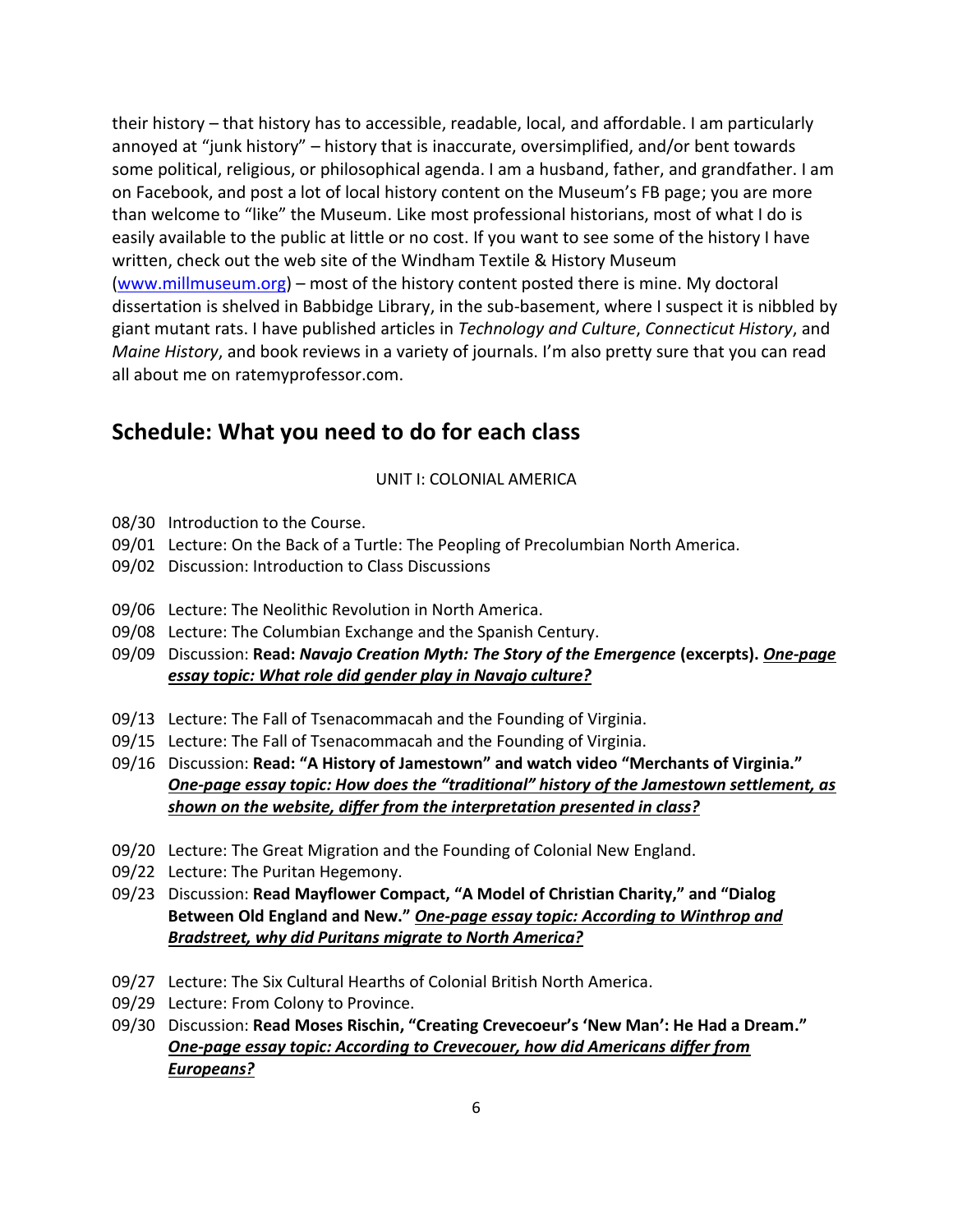their history – that history has to accessible, readable, local, and affordable. I am particularly annoyed at "junk history" – history that is inaccurate, oversimplified, and/or bent towards some political, religious, or philosophical agenda. I am a husband, father, and grandfather. I am on Facebook, and post a lot of local history content on the Museum's FB page; you are more than welcome to "like" the Museum. Like most professional historians, most of what I do is easily available to the public at little or no cost. If you want to see some of the history I have written, check out the web site of the Windham Textile & History Museum (www.millmuseum.org) – most of the history content posted there is mine. My doctoral dissertation is shelved in Babbidge Library, in the sub-basement, where I suspect it is nibbled by giant mutant rats. I have published articles in *Technology and Culture*, *Connecticut History*, and *Maine History*, and book reviews in a variety of journals. I'm also pretty sure that you can read all about me on ratemyprofessor.com.

## Schedule: What you need to do for each class

UNIT I: COLONIAL AMERICA

08/30 Introduction to the Course.
09/01 Lecture: On the Back of a Turtle: The Peopling of Precolumbian North America.
09/02 Discussion: Introduction to Class Discussions

09/06 Lecture: The Neolithic Revolution in North America.
09/08 Lecture: The Columbian Exchange and the Spanish Century.
09/09 Discussion: **Read: *Navajo Creation Myth: The Story of the Emergence* (excerpts).** ***One-page essay topic: What role did gender play in Navajo culture?***

09/13 Lecture: The Fall of Tsenacommacah and the Founding of Virginia.
09/15 Lecture: The Fall of Tsenacommacah and the Founding of Virginia.
09/16 Discussion: **Read: "A History of Jamestown" and watch video "Merchants of Virginia."** ***One-page essay topic: How does the "traditional" history of the Jamestown settlement, as shown on the website, differ from the interpretation presented in class?***

09/20 Lecture: The Great Migration and the Founding of Colonial New England.
09/22 Lecture: The Puritan Hegemony.
09/23 Discussion: **Read Mayflower Compact, "A Model of Christian Charity," and "Dialog Between Old England and New."** ***One-page essay topic: According to Winthrop and Bradstreet, why did Puritans migrate to North America?***

09/27 Lecture: The Six Cultural Hearths of Colonial British North America.
09/29 Lecture: From Colony to Province.
09/30 Discussion: **Read Moses Rischin, "Creating Crevecoeur's 'New Man': He Had a Dream."** ***One-page essay topic: According to Crevecouer, how did Americans differ from Europeans?***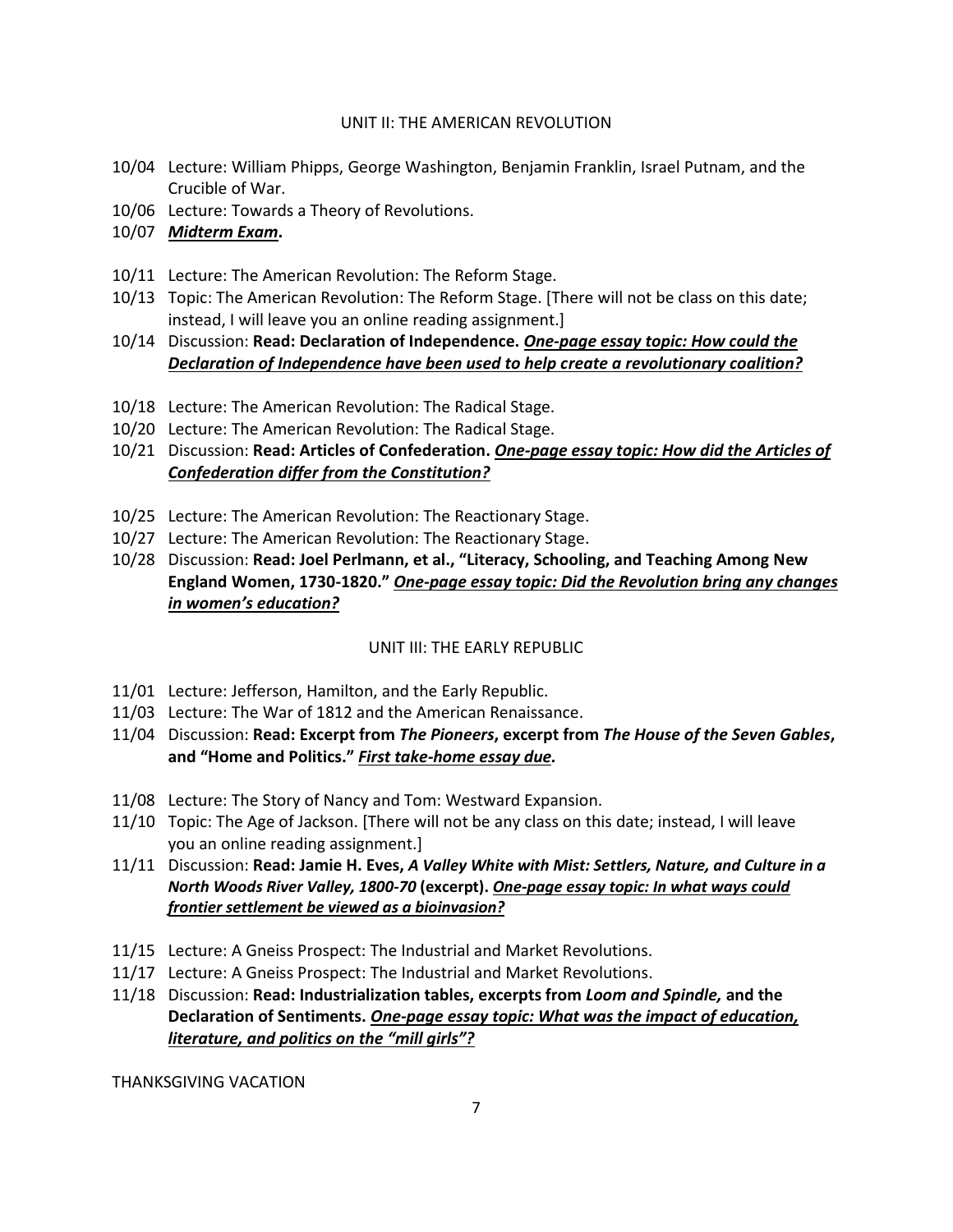## UNIT II: THE AMERICAN REVOLUTION

10/04 Lecture: William Phipps, George Washington, Benjamin Franklin, Israel Putnam, and the Crucible of War.
10/06 Lecture: Towards a Theory of Revolutions.
10/07 ***Midterm Exam*.**

10/11 Lecture: The American Revolution: The Reform Stage.
10/13 Topic: The American Revolution: The Reform Stage. [There will not be class on this date; instead, I will leave you an online reading assignment.]
10/14 Discussion: **Read: Declaration of Independence.** ***One-page essay topic: How could the Declaration of Independence have been used to help create a revolutionary coalition?***

10/18 Lecture: The American Revolution: The Radical Stage.
10/20 Lecture: The American Revolution: The Radical Stage.
10/21 Discussion: **Read: Articles of Confederation.** ***One-page essay topic: How did the Articles of Confederation differ from the Constitution?***

10/25 Lecture: The American Revolution: The Reactionary Stage.
10/27 Lecture: The American Revolution: The Reactionary Stage.
10/28 Discussion: **Read: Joel Perlmann, et al., "Literacy, Schooling, and Teaching Among New England Women, 1730-1820."** ***One-page essay topic: Did the Revolution bring any changes in women's education?***

## UNIT III: THE EARLY REPUBLIC

11/01 Lecture: Jefferson, Hamilton, and the Early Republic.
11/03 Lecture: The War of 1812 and the American Renaissance.
11/04 Discussion: **Read: Excerpt from *The Pioneers*, excerpt from *The House of the Seven Gables*, and "Home and Politics."** ***First take-home essay due.***

11/08 Lecture: The Story of Nancy and Tom: Westward Expansion.
11/10 Topic: The Age of Jackson. [There will not be any class on this date; instead, I will leave you an online reading assignment.]
11/11 Discussion: **Read: Jamie H. Eves, *A Valley White with Mist: Settlers, Nature, and Culture in a North Woods River Valley, 1800-70* (excerpt).** ***One-page essay topic: In what ways could frontier settlement be viewed as a bioinvasion?***

11/15 Lecture: A Gneiss Prospect: The Industrial and Market Revolutions.
11/17 Lecture: A Gneiss Prospect: The Industrial and Market Revolutions.
11/18 Discussion: **Read: Industrialization tables, excerpts from *Loom and Spindle,* and the Declaration of Sentiments.** ***One-page essay topic: What was the impact of education, literature, and politics on the "mill girls"?***

THANKSGIVING VACATION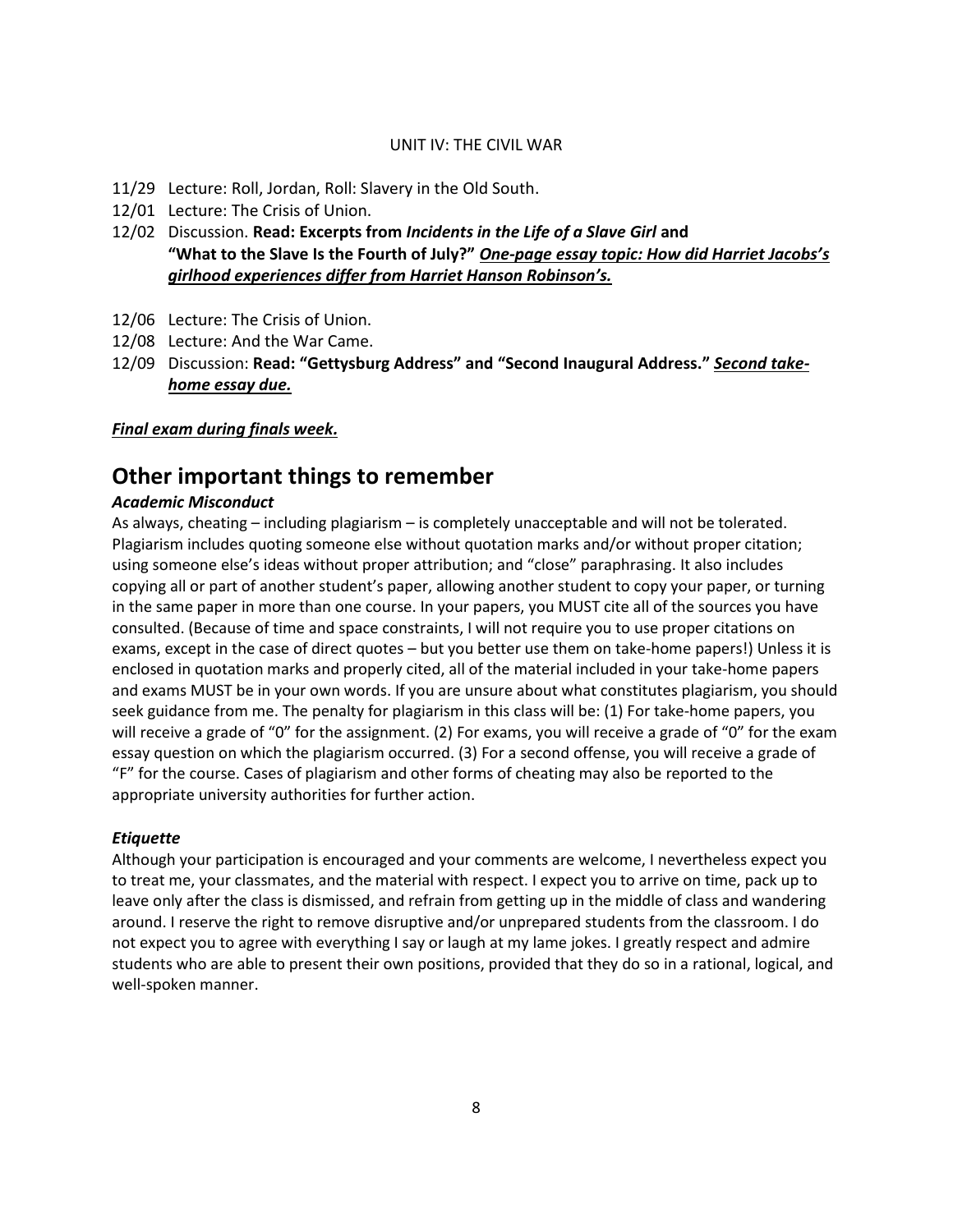UNIT IV: THE CIVIL WAR

11/29 Lecture: Roll, Jordan, Roll: Slavery in the Old South.
12/01 Lecture: The Crisis of Union.
12/02 Discussion. **Read: Excerpts from *Incidents in the Life of a Slave Girl* and "What to the Slave Is the Fourth of July?"** ***<u>One-page essay topic: How did Harriet Jacobs's girlhood experiences differ from Harriet Hanson Robinson's.</u>***

12/06 Lecture: The Crisis of Union.
12/08 Lecture: And the War Came.
12/09 Discussion: **Read: "Gettysburg Address" and "Second Inaugural Address."** ***<u>Second take-home essay due.</u>***

***<u>Final exam during finals week.</u>***

## Other important things to remember

### *Academic Misconduct*

As always, cheating – including plagiarism – is completely unacceptable and will not be tolerated. Plagiarism includes quoting someone else without quotation marks and/or without proper citation; using someone else's ideas without proper attribution; and "close" paraphrasing. It also includes copying all or part of another student's paper, allowing another student to copy your paper, or turning in the same paper in more than one course. In your papers, you MUST cite all of the sources you have consulted. (Because of time and space constraints, I will not require you to use proper citations on exams, except in the case of direct quotes – but you better use them on take-home papers!) Unless it is enclosed in quotation marks and properly cited, all of the material included in your take-home papers and exams MUST be in your own words. If you are unsure about what constitutes plagiarism, you should seek guidance from me. The penalty for plagiarism in this class will be: (1) For take-home papers, you will receive a grade of "0" for the assignment. (2) For exams, you will receive a grade of "0" for the exam essay question on which the plagiarism occurred. (3) For a second offense, you will receive a grade of "F" for the course. Cases of plagiarism and other forms of cheating may also be reported to the appropriate university authorities for further action.

### *Etiquette*

Although your participation is encouraged and your comments are welcome, I nevertheless expect you to treat me, your classmates, and the material with respect. I expect you to arrive on time, pack up to leave only after the class is dismissed, and refrain from getting up in the middle of class and wandering around. I reserve the right to remove disruptive and/or unprepared students from the classroom. I do not expect you to agree with everything I say or laugh at my lame jokes. I greatly respect and admire students who are able to present their own positions, provided that they do so in a rational, logical, and well-spoken manner.